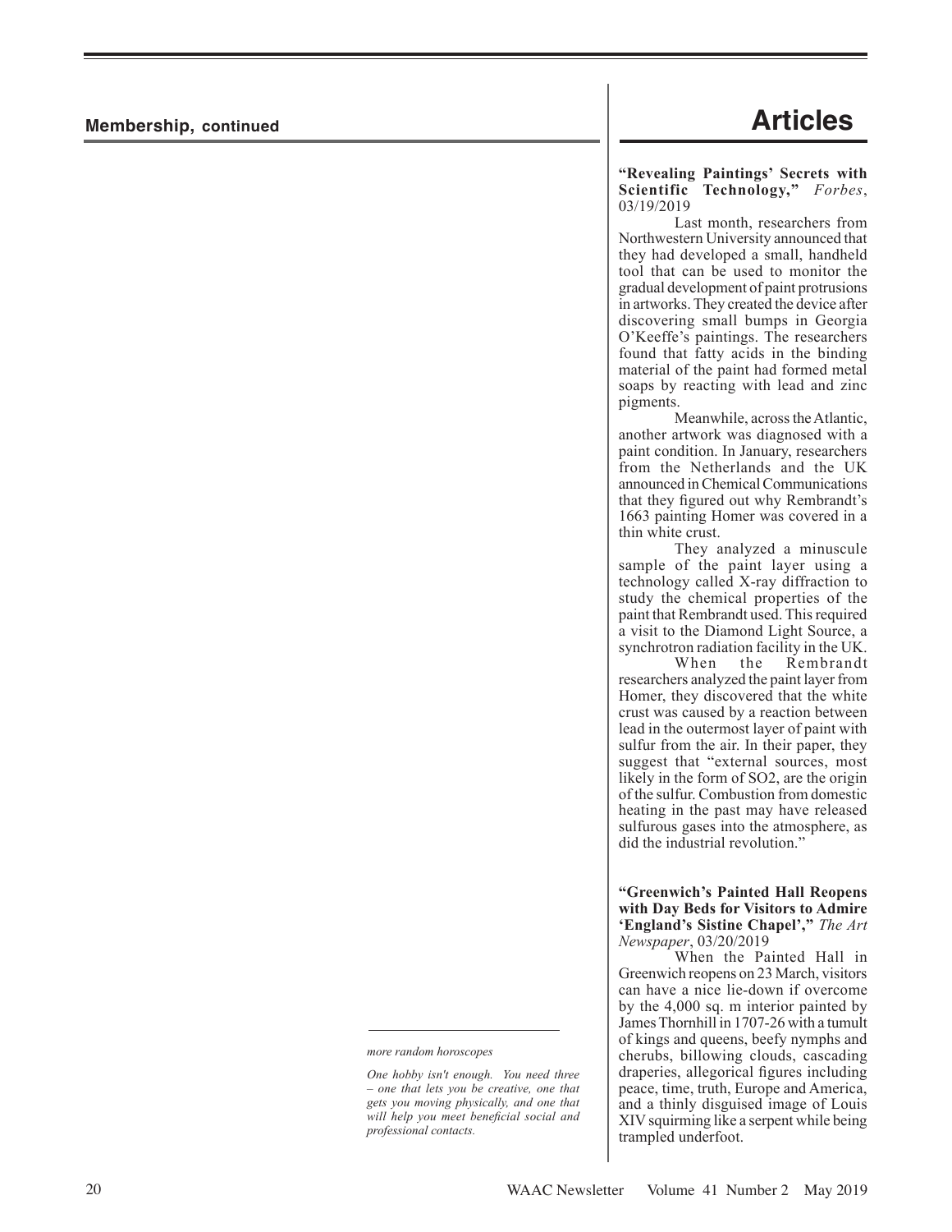## Membership, continued

*more random horoscopes*

*One hobby isn't enough. You need three – one that lets you be creative, one that gets you moving physically, and one that will help you meet beneficial social and professional contacts.*

# Articles

**"Revealing Paintings' Secrets with Scientific Technology,"** *Forbes*, 03/19/2019

Last month, researchers from Northwestern University announced that they had developed a small, handheld tool that can be used to monitor the gradual development of paint protrusions in artworks. They created the device after discovering small bumps in Georgia O'Keeffe's paintings. The researchers found that fatty acids in the binding material of the paint had formed metal soaps by reacting with lead and zinc pigments.

Meanwhile, across the Atlantic, another artwork was diagnosed with a paint condition. In January, researchers from the Netherlands and the UK announced in Chemical Communications that they figured out why Rembrandt's 1663 painting Homer was covered in a thin white crust.

They analyzed a minuscule sample of the paint layer using a technology called X-ray diffraction to study the chemical properties of the paint that Rembrandt used. This required a visit to the Diamond Light Source, a synchrotron radiation facility in the UK.

When the Rembrandt researchers analyzed the paint layer from Homer, they discovered that the white crust was caused by a reaction between lead in the outermost layer of paint with sulfur from the air. In their paper, they suggest that "external sources, most likely in the form of $SO_2$, are the origin of the sulfur. Combustion from domestic heating in the past may have released sulfurous gases into the atmosphere, as did the industrial revolution."

**"Greenwich's Painted Hall Reopens with Day Beds for Visitors to Admire 'England's Sistine Chapel',"** *The Art Newspaper*, 03/20/2019

When the Painted Hall in Greenwich reopens on 23 March, visitors can have a nice lie-down if overcome by the 4,000 sq. m interior painted by James Thornhill in 1707-26 with a tumult of kings and queens, beefy nymphs and cherubs, billowing clouds, cascading draperies, allegorical figures including peace, time, truth, Europe and America, and a thinly disguised image of Louis XIV squirming like a serpent while being trampled underfoot.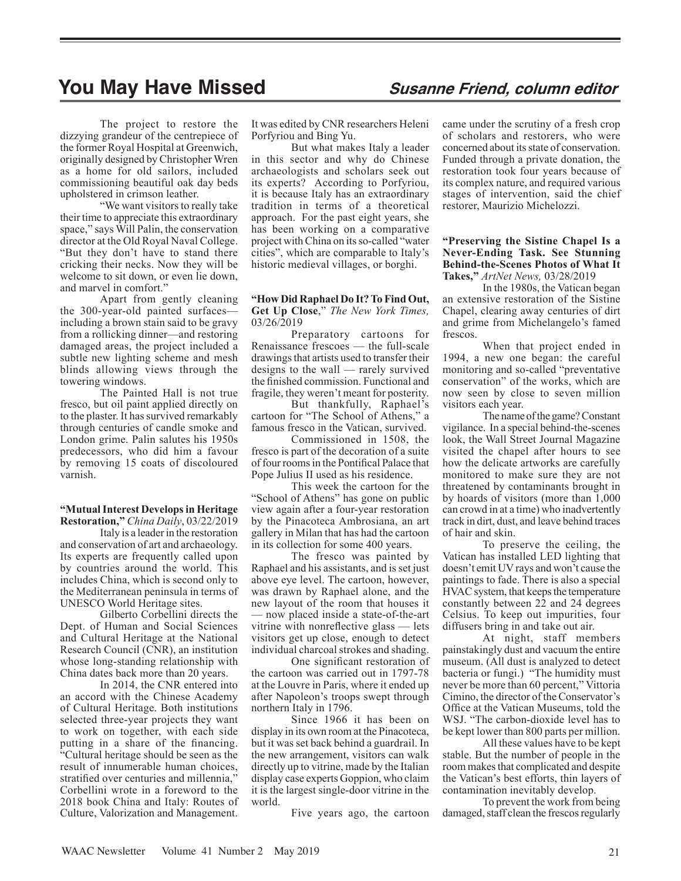## You May Have Missed

*Susanne Friend, column editor*

The project to restore the dizzying grandeur of the centrepiece of the former Royal Hospital at Greenwich, originally designed by Christopher Wren as a home for old sailors, included commissioning beautiful oak day beds upholstered in crimson leather.

"We want visitors to really take their time to appreciate this extraordinary space," says Will Palin, the conservation director at the Old Royal Naval College. "But they don't have to stand there cricking their necks. Now they will be welcome to sit down, or even lie down, and marvel in comfort."

Apart from gently cleaning the 300-year-old painted surfaces—including a brown stain said to be gravy from a rollicking dinner—and restoring damaged areas, the project included a subtle new lighting scheme and mesh blinds allowing views through the towering windows.

The Painted Hall is not true fresco, but oil paint applied directly on to the plaster. It has survived remarkably through centuries of candle smoke and London grime. Palin salutes his 1950s predecessors, who did him a favour by removing 15 coats of discoloured varnish.

**"Mutual Interest Develops in Heritage Restoration,"** *China Daily*, 03/22/2019

Italy is a leader in the restoration and conservation of art and archaeology. Its experts are frequently called upon by countries around the world. This includes China, which is second only to the Mediterranean peninsula in terms of UNESCO World Heritage sites.

Gilberto Corbellini directs the Dept. of Human and Social Sciences and Cultural Heritage at the National Research Council (CNR), an institution whose long-standing relationship with China dates back more than 20 years.

In 2014, the CNR entered into an accord with the Chinese Academy of Cultural Heritage. Both institutions selected three-year projects they want to work on together, with each side putting in a share of the financing. "Cultural heritage should be seen as the result of innumerable human choices, stratified over centuries and millennia," Corbellini wrote in a foreword to the 2018 book China and Italy: Routes of Culture, Valorization and Management. It was edited by CNR researchers Heleni Porfyriou and Bing Yu.

But what makes Italy a leader in this sector and why do Chinese archaeologists and scholars seek out its experts? According to Porfyriou, it is because Italy has an extraordinary tradition in terms of a theoretical approach. For the past eight years, she has been working on a comparative project with China on its so-called "water cities", which are comparable to Italy's historic medieval villages, or borghi.

**"How Did Raphael Do It? To Find Out, Get Up Close**," *The New York Times,* 03/26/2019

Preparatory cartoons for Renaissance frescoes — the full-scale drawings that artists used to transfer their designs to the wall — rarely survived the finished commission. Functional and fragile, they weren't meant for posterity.

But thankfully, Raphael's cartoon for "The School of Athens," a famous fresco in the Vatican, survived.

Commissioned in 1508, the fresco is part of the decoration of a suite of four rooms in the Pontifical Palace that Pope Julius II used as his residence.

This week the cartoon for the "School of Athens" has gone on public view again after a four-year restoration by the Pinacoteca Ambrosiana, an art gallery in Milan that has had the cartoon in its collection for some 400 years.

The fresco was painted by Raphael and his assistants, and is set just above eye level. The cartoon, however, was drawn by Raphael alone, and the new layout of the room that houses it — now placed inside a state-of-the-art vitrine with nonreflective glass — lets visitors get up close, enough to detect individual charcoal strokes and shading.

One significant restoration of the cartoon was carried out in 1797-78 at the Louvre in Paris, where it ended up after Napoleon's troops swept through northern Italy in 1796.

Since 1966 it has been on display in its own room at the Pinacoteca, but it was set back behind a guardrail. In the new arrangement, visitors can walk directly up to vitrine, made by the Italian display case experts Goppion, who claim it is the largest single-door vitrine in the world.

Five years ago, the cartoon came under the scrutiny of a fresh crop of scholars and restorers, who were concerned about its state of conservation. Funded through a private donation, the restoration took four years because of its complex nature, and required various stages of intervention, said the chief restorer, Maurizio Michelozzi.

**"Preserving the Sistine Chapel Is a Never-Ending Task. See Stunning Behind-the-Scenes Photos of What It Takes,"** *ArtNet News,* 03/28/2019

In the 1980s, the Vatican began an extensive restoration of the Sistine Chapel, clearing away centuries of dirt and grime from Michelangelo's famed frescos.

When that project ended in 1994, a new one began: the careful monitoring and so-called "preventative conservation" of the works, which are now seen by close to seven million visitors each year.

The name of the game? Constant vigilance. In a special behind-the-scenes look, the Wall Street Journal Magazine visited the chapel after hours to see how the delicate artworks are carefully monitored to make sure they are not threatened by contaminants brought in by hoards of visitors (more than 1,000 can crowd in at a time) who inadvertently track in dirt, dust, and leave behind traces of hair and skin.

To preserve the ceiling, the Vatican has installed LED lighting that doesn't emit UV rays and won't cause the paintings to fade. There is also a special HVAC system, that keeps the temperature constantly between 22 and 24 degrees Celsius. To keep out impurities, four diffusers bring in and take out air.

At night, staff members painstakingly dust and vacuum the entire museum. (All dust is analyzed to detect bacteria or fungi.) "The humidity must never be more than 60 percent," Vittoria Cimino, the director of the Conservator's Office at the Vatican Museums, told the WSJ. "The carbon-dioxide level has to be kept lower than 800 parts per million.

All these values have to be kept stable. But the number of people in the room makes that complicated and despite the Vatican's best efforts, thin layers of contamination inevitably develop.

To prevent the work from being damaged, staff clean the frescos regularly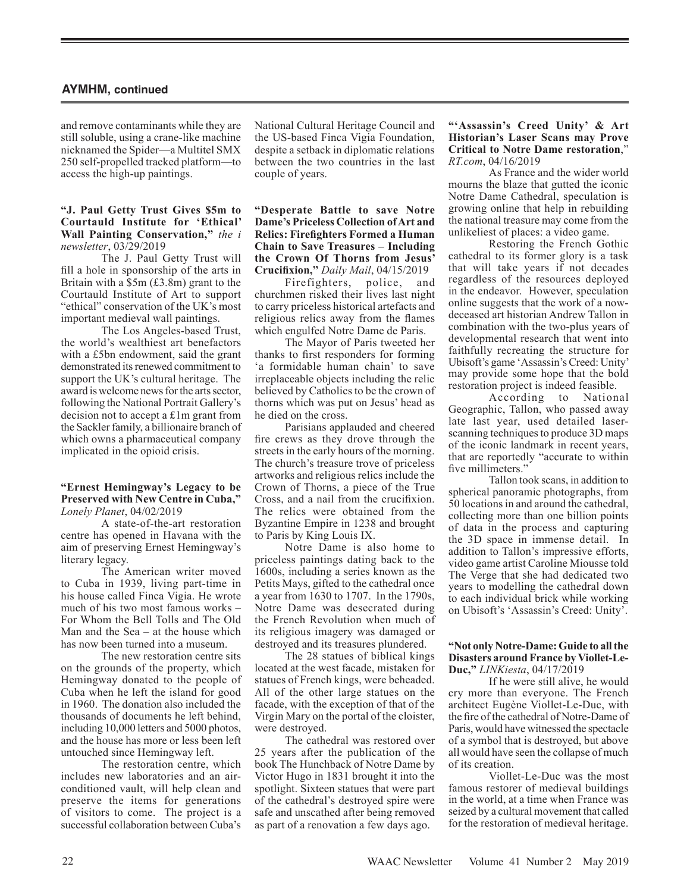## AYMHM, continued

and remove contaminants while they are still soluble, using a crane-like machine nicknamed the Spider—a Multitel SMX 250 self-propelled tracked platform—to access the high-up paintings.

**"J. Paul Getty Trust Gives $5m to Courtauld Institute for 'Ethical' Wall Painting Conservation,"** *the i newsletter*, 03/29/2019

The J. Paul Getty Trust will fill a hole in sponsorship of the arts in Britain with a $5m (£3.8m) grant to the Courtauld Institute of Art to support "ethical" conservation of the UK's most important medieval wall paintings.

The Los Angeles-based Trust, the world's wealthiest art benefactors with a £5bn endowment, said the grant demonstrated its renewed commitment to support the UK's cultural heritage. The award is welcome news for the arts sector, following the National Portrait Gallery's decision not to accept a £1m grant from the Sackler family, a billionaire branch of which owns a pharmaceutical company implicated in the opioid crisis.

**"Ernest Hemingway's Legacy to be Preserved with New Centre in Cuba,"** *Lonely Planet*, 04/02/2019

A state-of-the-art restoration centre has opened in Havana with the aim of preserving Ernest Hemingway's literary legacy.

The American writer moved to Cuba in 1939, living part-time in his house called Finca Vigia. He wrote much of his two most famous works – For Whom the Bell Tolls and The Old Man and the Sea – at the house which has now been turned into a museum.

The new restoration centre sits on the grounds of the property, which Hemingway donated to the people of Cuba when he left the island for good in 1960. The donation also included the thousands of documents he left behind, including 10,000 letters and 5000 photos, and the house has more or less been left untouched since Hemingway left.

The restoration centre, which includes new laboratories and an air-conditioned vault, will help clean and preserve the items for generations of visitors to come. The project is a successful collaboration between Cuba's National Cultural Heritage Council and the US-based Finca Vigia Foundation, despite a setback in diplomatic relations between the two countries in the last couple of years.

**"Desperate Battle to save Notre Dame's Priceless Collection of Art and Relics: Firefighters Formed a Human Chain to Save Treasures – Including the Crown Of Thorns from Jesus' Crucifixion,"** *Daily Mail*, 04/15/2019

Firefighters, police, and churchmen risked their lives last night to carry priceless historical artefacts and religious relics away from the flames which engulfed Notre Dame de Paris.

The Mayor of Paris tweeted her thanks to first responders for forming 'a formidable human chain' to save irreplaceable objects including the relic believed by Catholics to be the crown of thorns which was put on Jesus' head as he died on the cross.

Parisians applauded and cheered fire crews as they drove through the streets in the early hours of the morning. The church's treasure trove of priceless artworks and religious relics include the Crown of Thorns, a piece of the True Cross, and a nail from the crucifixion. The relics were obtained from the Byzantine Empire in 1238 and brought to Paris by King Louis IX.

Notre Dame is also home to priceless paintings dating back to the 1600s, including a series known as the Petits Mays, gifted to the cathedral once a year from 1630 to 1707. In the 1790s, Notre Dame was desecrated during the French Revolution when much of its religious imagery was damaged or destroyed and its treasures plundered.

The 28 statues of biblical kings located at the west facade, mistaken for statues of French kings, were beheaded. All of the other large statues on the facade, with the exception of that of the Virgin Mary on the portal of the cloister, were destroyed.

The cathedral was restored over 25 years after the publication of the book The Hunchback of Notre Dame by Victor Hugo in 1831 brought it into the spotlight. Sixteen statues that were part of the cathedral's destroyed spire were safe and unscathed after being removed as part of a renovation a few days ago.

**"'Assassin's Creed Unity' & Art Historian's Laser Scans may Prove Critical to Notre Dame restoration,"** *RT.com*, 04/16/2019

As France and the wider world mourns the blaze that gutted the iconic Notre Dame Cathedral, speculation is growing online that help in rebuilding the national treasure may come from the unlikeliest of places: a video game.

Restoring the French Gothic cathedral to its former glory is a task that will take years if not decades regardless of the resources deployed in the endeavor. However, speculation online suggests that the work of a now-deceased art historian Andrew Tallon in combination with the two-plus years of developmental research that went into faithfully recreating the structure for Ubisoft's game 'Assassin's Creed: Unity' may provide some hope that the bold restoration project is indeed feasible.

According to National Geographic, Tallon, who passed away late last year, used detailed laser-scanning techniques to produce 3D maps of the iconic landmark in recent years, that are reportedly "accurate to within five millimeters."

Tallon took scans, in addition to spherical panoramic photographs, from 50 locations in and around the cathedral, collecting more than one billion points of data in the process and capturing the 3D space in immense detail. In addition to Tallon's impressive efforts, video game artist Caroline Miousse told The Verge that she had dedicated two years to modelling the cathedral down to each individual brick while working on Ubisoft's 'Assassin's Creed: Unity'.

**"Not only Notre-Dame: Guide to all the Disasters around France by Viollet-Le-Duc,"** *LINKiesta*, 04/17/2019

If he were still alive, he would cry more than everyone. The French architect Eugène Viollet-Le-Duc, with the fire of the cathedral of Notre-Dame of Paris, would have witnessed the spectacle of a symbol that is destroyed, but above all would have seen the collapse of much of its creation.

Viollet-Le-Duc was the most famous restorer of medieval buildings in the world, at a time when France was seized by a cultural movement that called for the restoration of medieval heritage.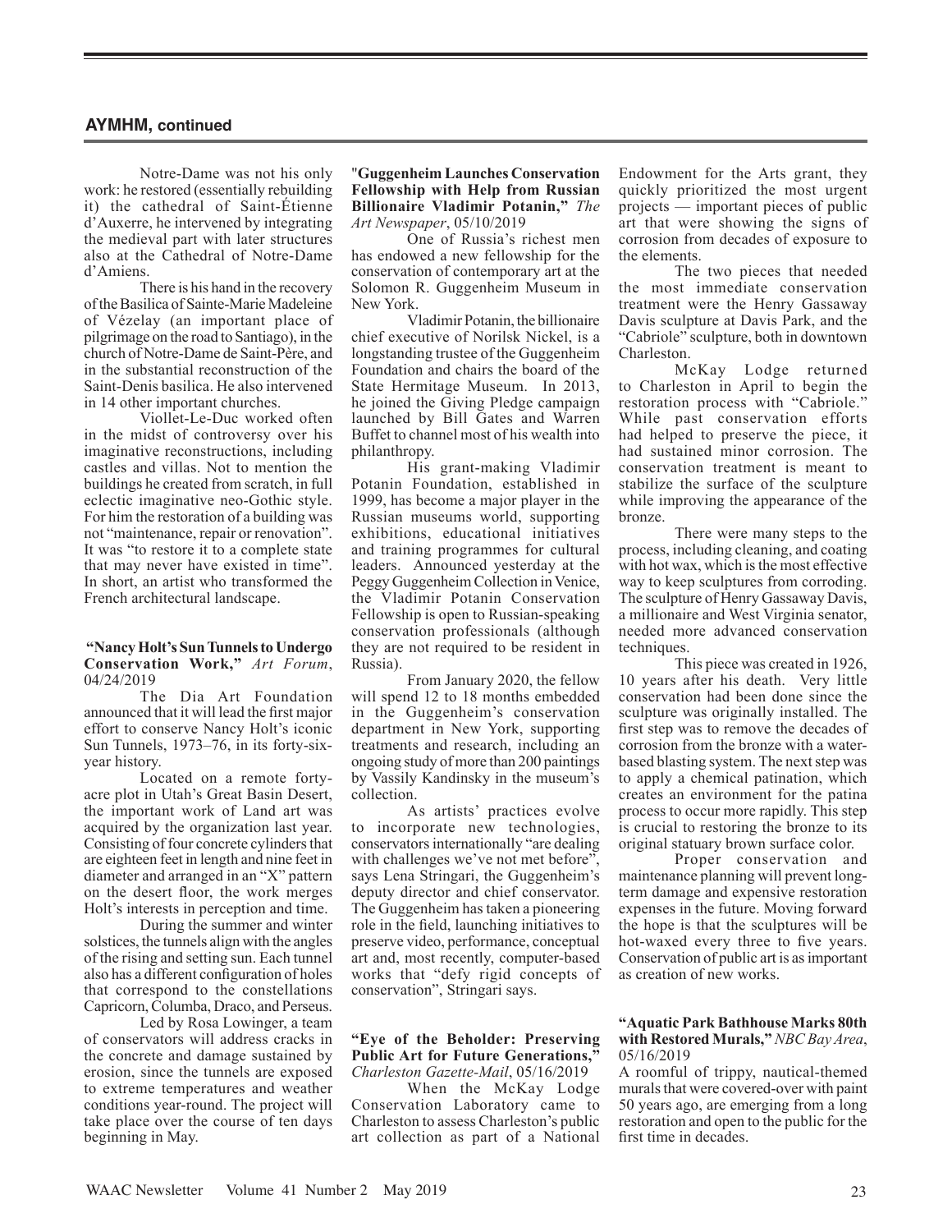## AYMHM, continued

Notre-Dame was not his only work: he restored (essentially rebuilding it) the cathedral of Saint-Étienne d'Auxerre, he intervened by integrating the medieval part with later structures also at the Cathedral of Notre-Dame d'Amiens.

There is his hand in the recovery of the Basilica of Sainte-Marie Madeleine of Vézelay (an important place of pilgrimage on the road to Santiago), in the church of Notre-Dame de Saint-Père, and in the substantial reconstruction of the Saint-Denis basilica. He also intervened in 14 other important churches.

Viollet-Le-Duc worked often in the midst of controversy over his imaginative reconstructions, including castles and villas. Not to mention the buildings he created from scratch, in full eclectic imaginative neo-Gothic style. For him the restoration of a building was not "maintenance, repair or renovation". It was "to restore it to a complete state that may never have existed in time". In short, an artist who transformed the French architectural landscape.

**"Nancy Holt's Sun Tunnels to Undergo Conservation Work,"** *Art Forum*, 04/24/2019

The Dia Art Foundation announced that it will lead the first major effort to conserve Nancy Holt's iconic Sun Tunnels, 1973–76, in its forty-six-year history.

Located on a remote forty-acre plot in Utah's Great Basin Desert, the important work of Land art was acquired by the organization last year. Consisting of four concrete cylinders that are eighteen feet in length and nine feet in diameter and arranged in an "X" pattern on the desert floor, the work merges Holt's interests in perception and time.

During the summer and winter solstices, the tunnels align with the angles of the rising and setting sun. Each tunnel also has a different configuration of holes that correspond to the constellations Capricorn, Columba, Draco, and Perseus.

Led by Rosa Lowinger, a team of conservators will address cracks in the concrete and damage sustained by erosion, since the tunnels are exposed to extreme temperatures and weather conditions year-round. The project will take place over the course of ten days beginning in May.

**"Guggenheim Launches Conservation Fellowship with Help from Russian Billionaire Vladimir Potanin,"** *The Art Newspaper*, 05/10/2019

One of Russia's richest men has endowed a new fellowship for the conservation of contemporary art at the Solomon R. Guggenheim Museum in New York.

Vladimir Potanin, the billionaire chief executive of Norilsk Nickel, is a longstanding trustee of the Guggenheim Foundation and chairs the board of the State Hermitage Museum. In 2013, he joined the Giving Pledge campaign launched by Bill Gates and Warren Buffet to channel most of his wealth into philanthropy.

His grant-making Vladimir Potanin Foundation, established in 1999, has become a major player in the Russian museums world, supporting exhibitions, educational initiatives and training programmes for cultural leaders. Announced yesterday at the Peggy Guggenheim Collection in Venice, the Vladimir Potanin Conservation Fellowship is open to Russian-speaking conservation professionals (although they are not required to be resident in Russia).

From January 2020, the fellow will spend 12 to 18 months embedded in the Guggenheim's conservation department in New York, supporting treatments and research, including an ongoing study of more than 200 paintings by Vassily Kandinsky in the museum's collection.

As artists' practices evolve to incorporate new technologies, conservators internationally "are dealing with challenges we've not met before", says Lena Stringari, the Guggenheim's deputy director and chief conservator. The Guggenheim has taken a pioneering role in the field, launching initiatives to preserve video, performance, conceptual art and, most recently, computer-based works that "defy rigid concepts of conservation", Stringari says.

**"Eye of the Beholder: Preserving Public Art for Future Generations,"** *Charleston Gazette-Mail*, 05/16/2019

When the McKay Lodge Conservation Laboratory came to Charleston to assess Charleston's public art collection as part of a National Endowment for the Arts grant, they quickly prioritized the most urgent projects — important pieces of public art that were showing the signs of corrosion from decades of exposure to the elements.

The two pieces that needed the most immediate conservation treatment were the Henry Gassaway Davis sculpture at Davis Park, and the "Cabriole" sculpture, both in downtown Charleston.

McKay Lodge returned to Charleston in April to begin the restoration process with "Cabriole." While past conservation efforts had helped to preserve the piece, it had sustained minor corrosion. The conservation treatment is meant to stabilize the surface of the sculpture while improving the appearance of the bronze.

There were many steps to the process, including cleaning, and coating with hot wax, which is the most effective way to keep sculptures from corroding. The sculpture of Henry Gassaway Davis, a millionaire and West Virginia senator, needed more advanced conservation techniques.

This piece was created in 1926, 10 years after his death. Very little conservation had been done since the sculpture was originally installed. The first step was to remove the decades of corrosion from the bronze with a water-based blasting system. The next step was to apply a chemical patination, which creates an environment for the patina process to occur more rapidly. This step is crucial to restoring the bronze to its original statuary brown surface color.

Proper conservation and maintenance planning will prevent long-term damage and expensive restoration expenses in the future. Moving forward the hope is that the sculptures will be hot-waxed every three to five years. Conservation of public art is as important as creation of new works.

**"Aquatic Park Bathhouse Marks 80th with Restored Murals,"** *NBC Bay Area*, 05/16/2019

A roomful of trippy, nautical-themed murals that were covered-over with paint 50 years ago, are emerging from a long restoration and open to the public for the first time in decades.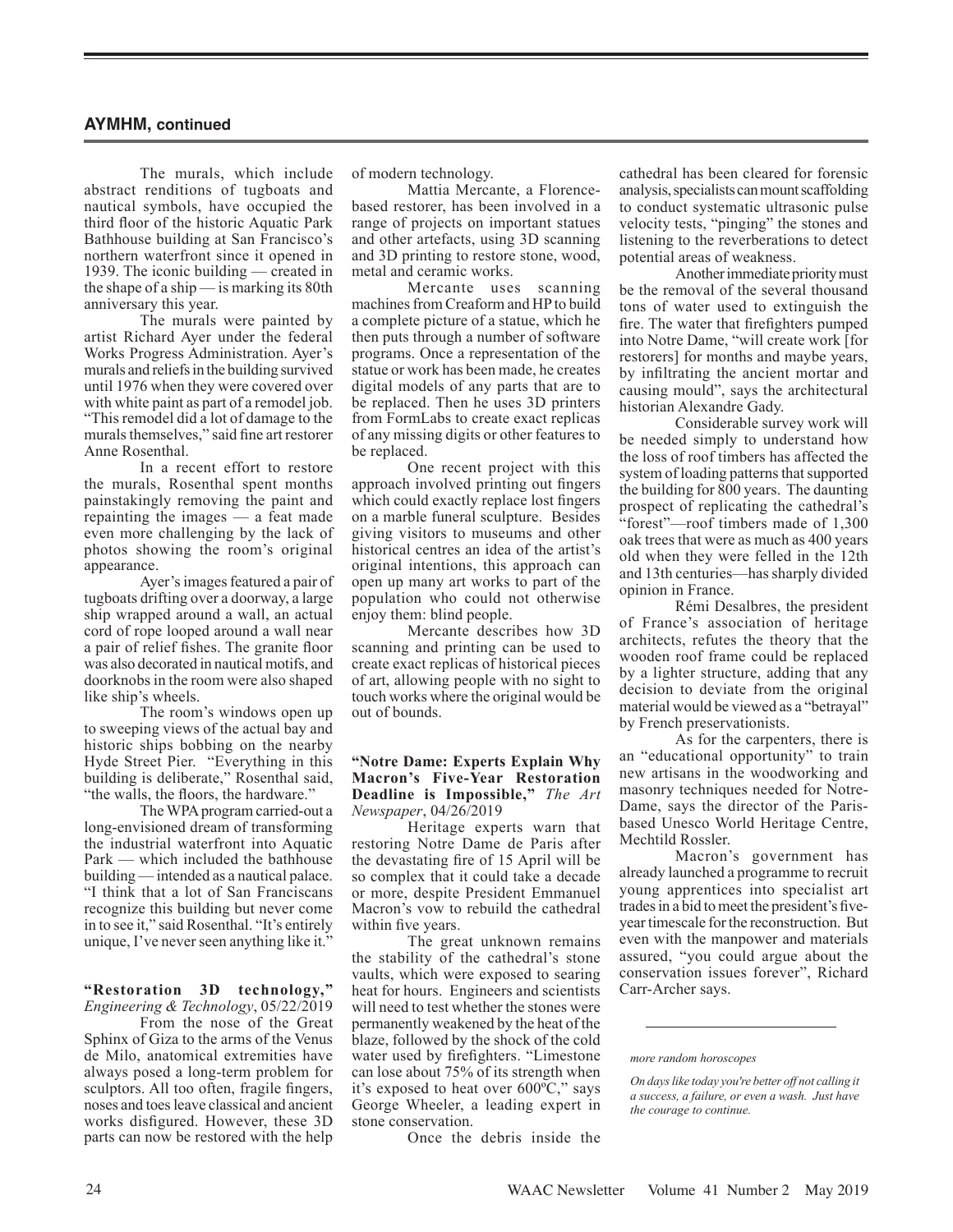## AYMHM, continued

The murals, which include abstract renditions of tugboats and nautical symbols, have occupied the third floor of the historic Aquatic Park Bathhouse building at San Francisco's northern waterfront since it opened in 1939. The iconic building — created in the shape of a ship — is marking its 80th anniversary this year.

The murals were painted by artist Richard Ayer under the federal Works Progress Administration. Ayer's murals and reliefs in the building survived until 1976 when they were covered over with white paint as part of a remodel job. "This remodel did a lot of damage to the murals themselves," said fine art restorer Anne Rosenthal.

In a recent effort to restore the murals, Rosenthal spent months painstakingly removing the paint and repainting the images — a feat made even more challenging by the lack of photos showing the room's original appearance.

Ayer's images featured a pair of tugboats drifting over a doorway, a large ship wrapped around a wall, an actual cord of rope looped around a wall near a pair of relief fishes. The granite floor was also decorated in nautical motifs, and doorknobs in the room were also shaped like ship's wheels.

The room's windows open up to sweeping views of the actual bay and historic ships bobbing on the nearby Hyde Street Pier. "Everything in this building is deliberate," Rosenthal said, "the walls, the floors, the hardware."

The WPA program carried-out a long-envisioned dream of transforming the industrial waterfront into Aquatic Park — which included the bathhouse building — intended as a nautical palace. "I think that a lot of San Franciscans recognize this building but never come in to see it," said Rosenthal. "It's entirely unique, I've never seen anything like it."

**"Restoration 3D technology,"** *Engineering & Technology*, 05/22/2019

From the nose of the Great Sphinx of Giza to the arms of the Venus de Milo, anatomical extremities have always posed a long-term problem for sculptors. All too often, fragile fingers, noses and toes leave classical and ancient works disfigured. However, these 3D parts can now be restored with the help of modern technology.

Mattia Mercante, a Florence-based restorer, has been involved in a range of projects on important statues and other artefacts, using 3D scanning and 3D printing to restore stone, wood, metal and ceramic works.

Mercante uses scanning machines from Creaform and HP to build a complete picture of a statue, which he then puts through a number of software programs. Once a representation of the statue or work has been made, he creates digital models of any parts that are to be replaced. Then he uses 3D printers from FormLabs to create exact replicas of any missing digits or other features to be replaced.

One recent project with this approach involved printing out fingers which could exactly replace lost fingers on a marble funeral sculpture. Besides giving visitors to museums and other historical centres an idea of the artist's original intentions, this approach can open up many art works to part of the population who could not otherwise enjoy them: blind people.

Mercante describes how 3D scanning and printing can be used to create exact replicas of historical pieces of art, allowing people with no sight to touch works where the original would be out of bounds.

**"Notre Dame: Experts Explain Why Macron's Five-Year Restoration Deadline is Impossible,"** *The Art Newspaper*, 04/26/2019

Heritage experts warn that restoring Notre Dame de Paris after the devastating fire of 15 April will be so complex that it could take a decade or more, despite President Emmanuel Macron's vow to rebuild the cathedral within five years.

The great unknown remains the stability of the cathedral's stone vaults, which were exposed to searing heat for hours. Engineers and scientists will need to test whether the stones were permanently weakened by the heat of the blaze, followed by the shock of the cold water used by firefighters. "Limestone can lose about 75% of its strength when it's exposed to heat over 600ºC," says George Wheeler, a leading expert in stone conservation.

Once the debris inside the cathedral has been cleared for forensic analysis, specialists can mount scaffolding to conduct systematic ultrasonic pulse velocity tests, "pinging" the stones and listening to the reverberations to detect potential areas of weakness.

Another immediate priority must be the removal of the several thousand tons of water used to extinguish the fire. The water that firefighters pumped into Notre Dame, "will create work [for restorers] for months and maybe years, by infiltrating the ancient mortar and causing mould", says the architectural historian Alexandre Gady.

Considerable survey work will be needed simply to understand how the loss of roof timbers has affected the system of loading patterns that supported the building for 800 years. The daunting prospect of replicating the cathedral's "forest"—roof timbers made of 1,300 oak trees that were as much as 400 years old when they were felled in the 12th and 13th centuries—has sharply divided opinion in France.

Rémi Desalbres, the president of France's association of heritage architects, refutes the theory that the wooden roof frame could be replaced by a lighter structure, adding that any decision to deviate from the original material would be viewed as a "betrayal" by French preservationists.

As for the carpenters, there is an "educational opportunity" to train new artisans in the woodworking and masonry techniques needed for Notre-Dame, says the director of the Paris-based Unesco World Heritage Centre, Mechtild Rossler.

Macron's government has already launched a programme to recruit young apprentices into specialist art trades in a bid to meet the president's five-year timescale for the reconstruction. But even with the manpower and materials assured, "you could argue about the conservation issues forever", Richard Carr-Archer says.

---

*more random horoscopes*

*On days like today you're better off not calling it a success, a failure, or even a wash. Just have the courage to continue.*